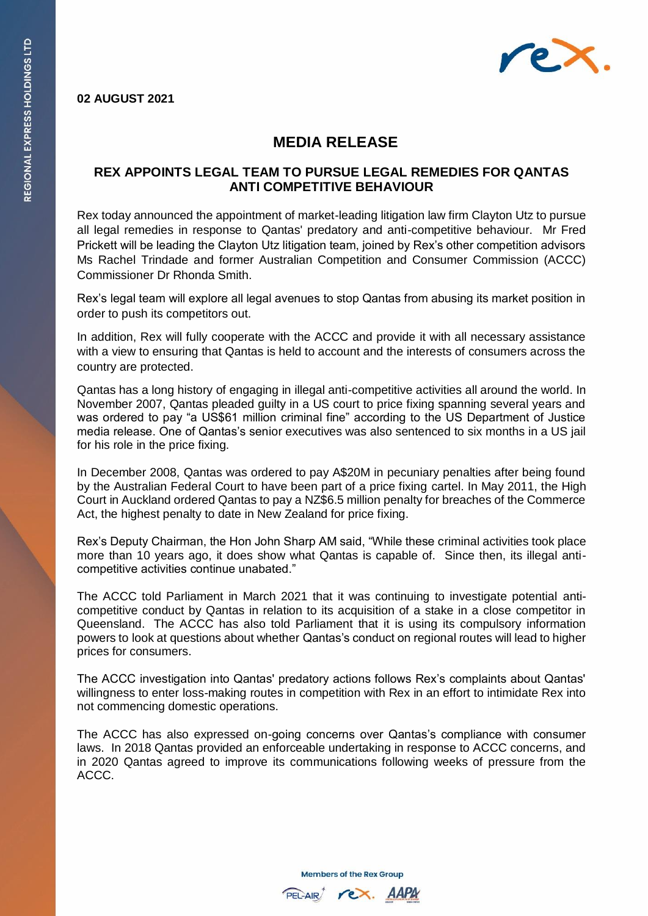**02 AUGUST 2021**

# MEDIA RELEASE

## REX APPOINTS LEGAL TEAM TO PURSUE LEGAL REMEDIES FOR QANTAS ANTI COMPETITIVE BEHAVIOUR

Rex today announced the appointment of market-leading litigation law firm Clayton Utz to pursue all legal remedies in response to Qantas' predatory and anti-competitive behaviour. Mr Fred Prickett will be leading the Clayton Utz litigation team, joined by Rex's other competition advisors Ms Rachel Trindade and former Australian Competition and Consumer Commission (ACCC) Commissioner Dr Rhonda Smith.

Rex's legal team will explore all legal avenues to stop Qantas from abusing its market position in order to push its competitors out.

In addition, Rex will fully cooperate with the ACCC and provide it with all necessary assistance with a view to ensuring that Qantas is held to account and the interests of consumers across the country are protected.

Qantas has a long history of engaging in illegal anti-competitive activities all around the world. In November 2007, Qantas pleaded guilty in a US court to price fixing spanning several years and was ordered to pay "a US$61 million criminal fine" according to the US Department of Justice media release. One of Qantas's senior executives was also sentenced to six months in a US jail for his role in the price fixing.

In December 2008, Qantas was ordered to pay A$20M in pecuniary penalties after being found by the Australian Federal Court to have been part of a price fixing cartel. In May 2011, the High Court in Auckland ordered Qantas to pay a NZ$6.5 million penalty for breaches of the Commerce Act, the highest penalty to date in New Zealand for price fixing.

Rex's Deputy Chairman, the Hon John Sharp AM said, "While these criminal activities took place more than 10 years ago, it does show what Qantas is capable of. Since then, its illegal anti-competitive activities continue unabated."

The ACCC told Parliament in March 2021 that it was continuing to investigate potential anti-competitive conduct by Qantas in relation to its acquisition of a stake in a close competitor in Queensland. The ACCC has also told Parliament that it is using its compulsory information powers to look at questions about whether Qantas's conduct on regional routes will lead to higher prices for consumers.

The ACCC investigation into Qantas' predatory actions follows Rex's complaints about Qantas' willingness to enter loss-making routes in competition with Rex in an effort to intimidate Rex into not commencing domestic operations.

The ACCC has also expressed on-going concerns over Qantas's compliance with consumer laws. In 2018 Qantas provided an enforceable undertaking in response to ACCC concerns, and in 2020 Qantas agreed to improve its communications following weeks of pressure from the ACCC.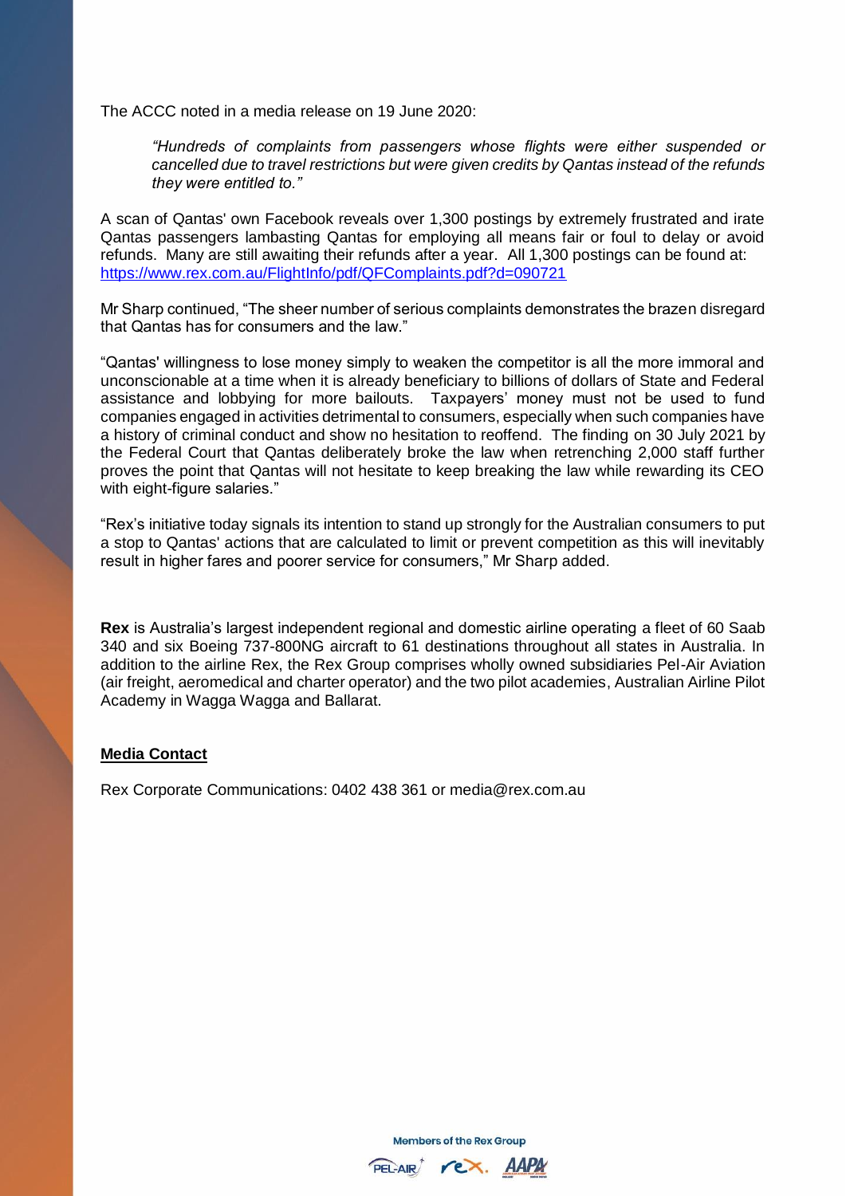The ACCC noted in a media release on 19 June 2020:

> *"Hundreds of complaints from passengers whose flights were either suspended or cancelled due to travel restrictions but were given credits by Qantas instead of the refunds they were entitled to."*

A scan of Qantas' own Facebook reveals over 1,300 postings by extremely frustrated and irate Qantas passengers lambasting Qantas for employing all means fair or foul to delay or avoid refunds. Many are still awaiting their refunds after a year. All 1,300 postings can be found at: [https://www.rex.com.au/FlightInfo/pdf/QFComplaints.pdf?d=090721](https://www.rex.com.au/FlightInfo/pdf/QFComplaints.pdf?d=090721)

Mr Sharp continued, "The sheer number of serious complaints demonstrates the brazen disregard that Qantas has for consumers and the law."

"Qantas' willingness to lose money simply to weaken the competitor is all the more immoral and unconscionable at a time when it is already beneficiary to billions of dollars of State and Federal assistance and lobbying for more bailouts. Taxpayers' money must not be used to fund companies engaged in activities detrimental to consumers, especially when such companies have a history of criminal conduct and show no hesitation to reoffend. The finding on 30 July 2021 by the Federal Court that Qantas deliberately broke the law when retrenching 2,000 staff further proves the point that Qantas will not hesitate to keep breaking the law while rewarding its CEO with eight-figure salaries."

"Rex's initiative today signals its intention to stand up strongly for the Australian consumers to put a stop to Qantas' actions that are calculated to limit or prevent competition as this will inevitably result in higher fares and poorer service for consumers," Mr Sharp added.

**Rex** is Australia's largest independent regional and domestic airline operating a fleet of 60 Saab 340 and six Boeing 737-800NG aircraft to 61 destinations throughout all states in Australia. In addition to the airline Rex, the Rex Group comprises wholly owned subsidiaries Pel-Air Aviation (air freight, aeromedical and charter operator) and the two pilot academies, Australian Airline Pilot Academy in Wagga Wagga and Ballarat.

**Media Contact**

Rex Corporate Communications: 0402 438 361 or media@rex.com.au

Members of the Rex Group